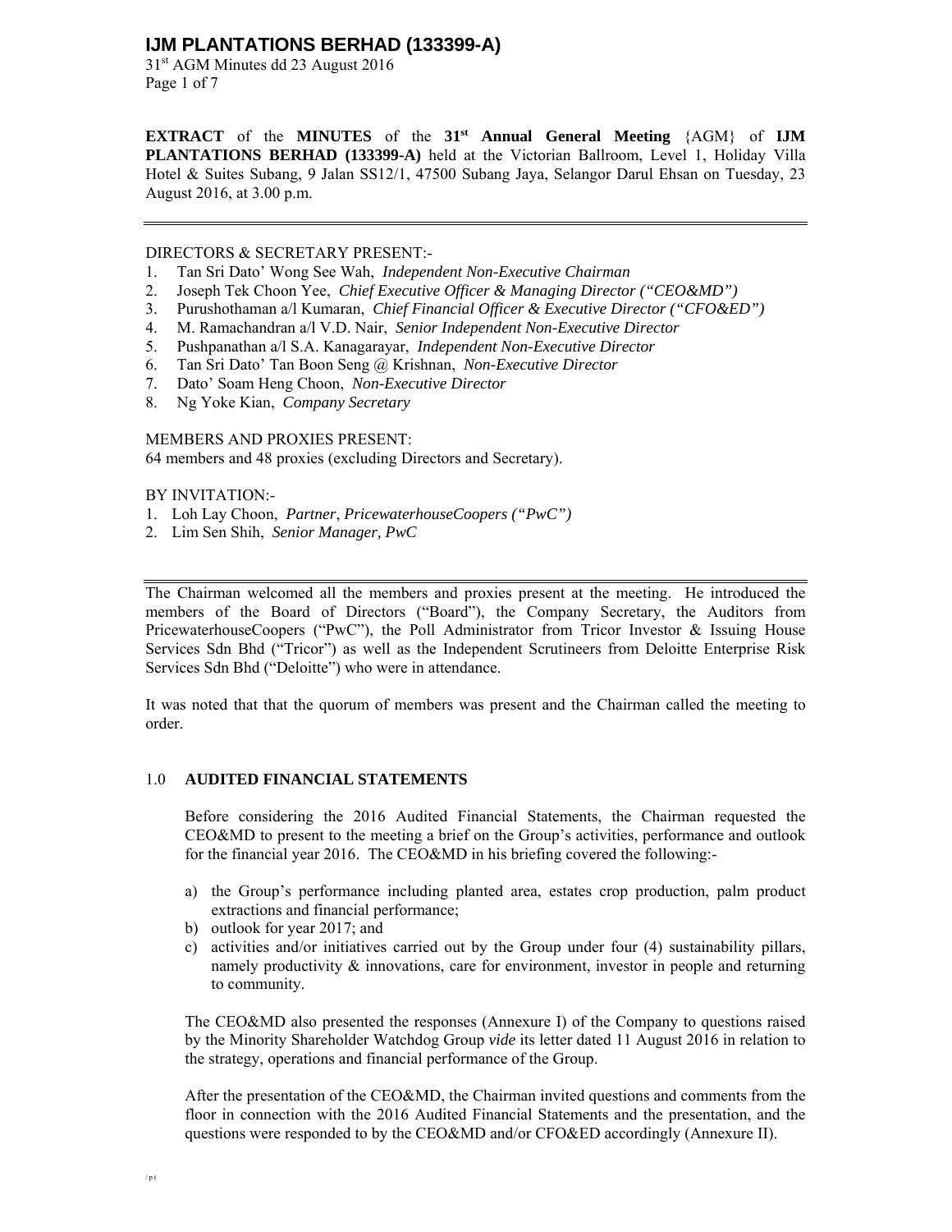**EXTRACT** of the **MINUTES** of the **31st Annual General Meeting** {AGM} of **IJM PLANTATIONS BERHAD (133399-A)** held at the Victorian Ballroom, Level 1, Holiday Villa Hotel & Suites Subang, 9 Jalan SS12/1, 47500 Subang Jaya, Selangor Darul Ehsan on Tuesday, 23 August 2016, at 3.00 p.m.

---

DIRECTORS & SECRETARY PRESENT:-

1. Tan Sri Dato' Wong See Wah, *Independent Non-Executive Chairman*
2. Joseph Tek Choon Yee, *Chief Executive Officer & Managing Director ("CEO&MD")*
3. Purushothaman a/l Kumaran, *Chief Financial Officer & Executive Director ("CFO&ED")*
4. M. Ramachandran a/l V.D. Nair, *Senior Independent Non-Executive Director*
5. Pushpanathan a/l S.A. Kanagarayar, *Independent Non-Executive Director*
6. Tan Sri Dato' Tan Boon Seng @ Krishnan, *Non-Executive Director*
7. Dato' Soam Heng Choon, *Non-Executive Director*
8. Ng Yoke Kian, *Company Secretary*

MEMBERS AND PROXIES PRESENT:

64 members and 48 proxies (excluding Directors and Secretary).

BY INVITATION:-

1. Loh Lay Choon, *Partner*, *PricewaterhouseCoopers ("PwC")*
2. Lim Sen Shih, *Senior Manager, PwC*

---

The Chairman welcomed all the members and proxies present at the meeting. He introduced the members of the Board of Directors ("Board"), the Company Secretary, the Auditors from PricewaterhouseCoopers ("PwC"), the Poll Administrator from Tricor Investor & Issuing House Services Sdn Bhd ("Tricor") as well as the Independent Scrutineers from Deloitte Enterprise Risk Services Sdn Bhd ("Deloitte") who were in attendance.

It was noted that that the quorum of members was present and the Chairman called the meeting to order.

## 1.0 AUDITED FINANCIAL STATEMENTS

Before considering the 2016 Audited Financial Statements, the Chairman requested the CEO&MD to present to the meeting a brief on the Group's activities, performance and outlook for the financial year 2016. The CEO&MD in his briefing covered the following:-

a) the Group's performance including planted area, estates crop production, palm product extractions and financial performance;
b) outlook for year 2017; and
c) activities and/or initiatives carried out by the Group under four (4) sustainability pillars, namely productivity & innovations, care for environment, investor in people and returning to community.

The CEO&MD also presented the responses (Annexure I) of the Company to questions raised by the Minority Shareholder Watchdog Group *vide* its letter dated 11 August 2016 in relation to the strategy, operations and financial performance of the Group.

After the presentation of the CEO&MD, the Chairman invited questions and comments from the floor in connection with the 2016 Audited Financial Statements and the presentation, and the questions were responded to by the CEO&MD and/or CFO&ED accordingly (Annexure II).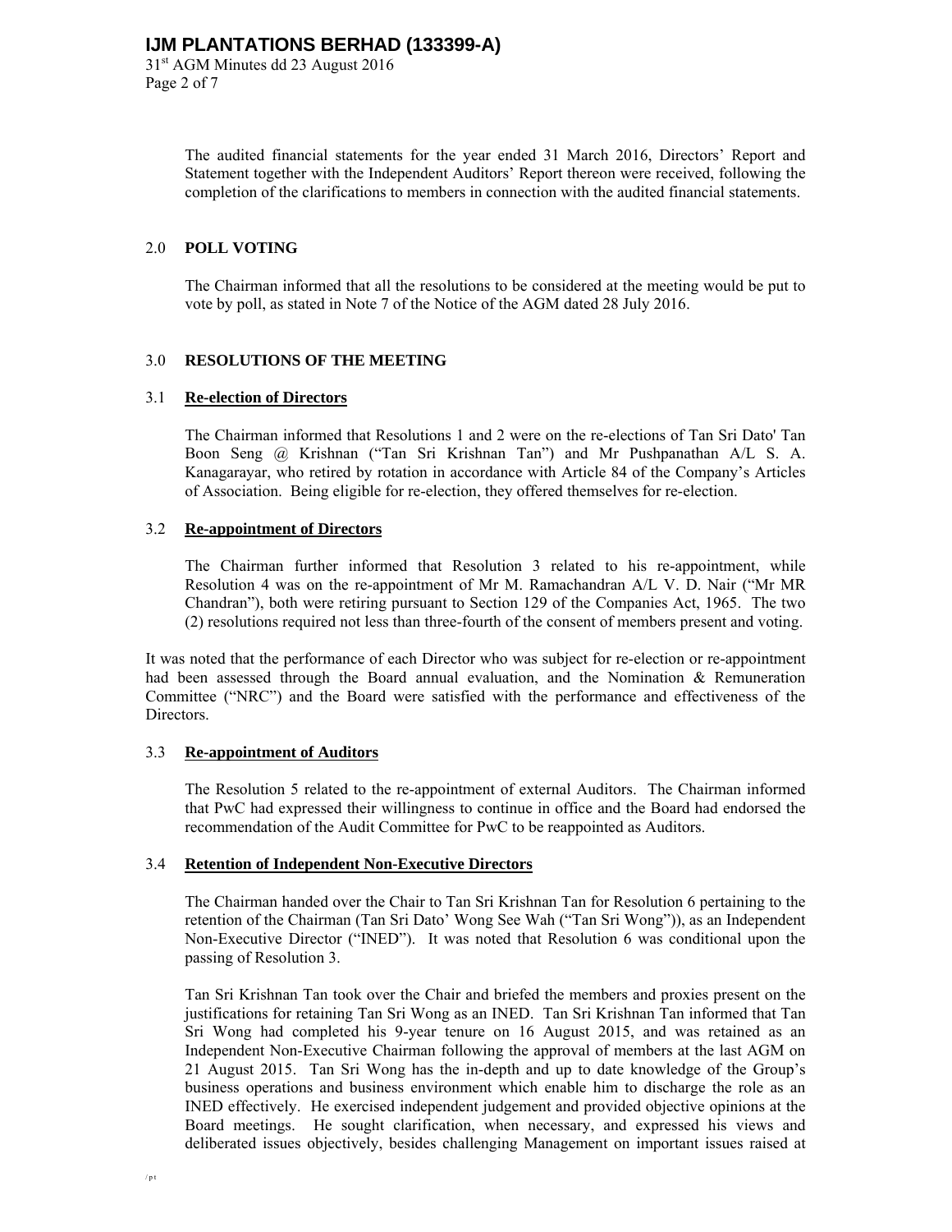The audited financial statements for the year ended 31 March 2016, Directors' Report and Statement together with the Independent Auditors' Report thereon were received, following the completion of the clarifications to members in connection with the audited financial statements.

## 2.0 POLL VOTING

The Chairman informed that all the resolutions to be considered at the meeting would be put to vote by poll, as stated in Note 7 of the Notice of the AGM dated 28 July 2016.

## 3.0 RESOLUTIONS OF THE MEETING

### 3.1 Re-election of Directors

The Chairman informed that Resolutions 1 and 2 were on the re-elections of Tan Sri Dato' Tan Boon Seng @ Krishnan ("Tan Sri Krishnan Tan") and Mr Pushpanathan A/L S. A. Kanagarayar, who retired by rotation in accordance with Article 84 of the Company's Articles of Association. Being eligible for re-election, they offered themselves for re-election.

### 3.2 Re-appointment of Directors

The Chairman further informed that Resolution 3 related to his re-appointment, while Resolution 4 was on the re-appointment of Mr M. Ramachandran A/L V. D. Nair ("Mr MR Chandran"), both were retiring pursuant to Section 129 of the Companies Act, 1965. The two (2) resolutions required not less than three-fourth of the consent of members present and voting.

It was noted that the performance of each Director who was subject for re-election or re-appointment had been assessed through the Board annual evaluation, and the Nomination & Remuneration Committee ("NRC") and the Board were satisfied with the performance and effectiveness of the Directors.

### 3.3 Re-appointment of Auditors

The Resolution 5 related to the re-appointment of external Auditors. The Chairman informed that PwC had expressed their willingness to continue in office and the Board had endorsed the recommendation of the Audit Committee for PwC to be reappointed as Auditors.

### 3.4 Retention of Independent Non-Executive Directors

The Chairman handed over the Chair to Tan Sri Krishnan Tan for Resolution 6 pertaining to the retention of the Chairman (Tan Sri Dato' Wong See Wah ("Tan Sri Wong")), as an Independent Non-Executive Director ("INED"). It was noted that Resolution 6 was conditional upon the passing of Resolution 3.

Tan Sri Krishnan Tan took over the Chair and briefed the members and proxies present on the justifications for retaining Tan Sri Wong as an INED. Tan Sri Krishnan Tan informed that Tan Sri Wong had completed his 9-year tenure on 16 August 2015, and was retained as an Independent Non-Executive Chairman following the approval of members at the last AGM on 21 August 2015. Tan Sri Wong has the in-depth and up to date knowledge of the Group's business operations and business environment which enable him to discharge the role as an INED effectively. He exercised independent judgement and provided objective opinions at the Board meetings. He sought clarification, when necessary, and expressed his views and deliberated issues objectively, besides challenging Management on important issues raised at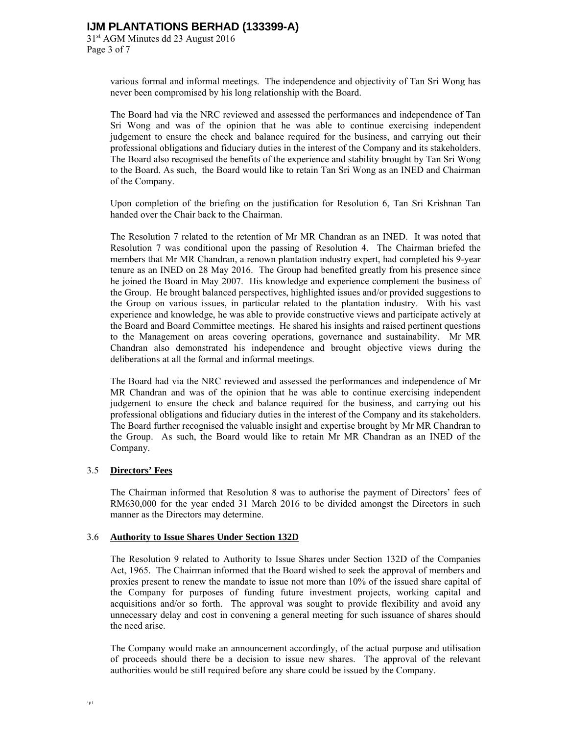various formal and informal meetings. The independence and objectivity of Tan Sri Wong has never been compromised by his long relationship with the Board.

The Board had via the NRC reviewed and assessed the performances and independence of Tan Sri Wong and was of the opinion that he was able to continue exercising independent judgement to ensure the check and balance required for the business, and carrying out their professional obligations and fiduciary duties in the interest of the Company and its stakeholders. The Board also recognised the benefits of the experience and stability brought by Tan Sri Wong to the Board. As such, the Board would like to retain Tan Sri Wong as an INED and Chairman of the Company.

Upon completion of the briefing on the justification for Resolution 6, Tan Sri Krishnan Tan handed over the Chair back to the Chairman.

The Resolution 7 related to the retention of Mr MR Chandran as an INED. It was noted that Resolution 7 was conditional upon the passing of Resolution 4. The Chairman briefed the members that Mr MR Chandran, a renown plantation industry expert, had completed his 9-year tenure as an INED on 28 May 2016. The Group had benefited greatly from his presence since he joined the Board in May 2007. His knowledge and experience complement the business of the Group. He brought balanced perspectives, highlighted issues and/or provided suggestions to the Group on various issues, in particular related to the plantation industry. With his vast experience and knowledge, he was able to provide constructive views and participate actively at the Board and Board Committee meetings. He shared his insights and raised pertinent questions to the Management on areas covering operations, governance and sustainability. Mr MR Chandran also demonstrated his independence and brought objective views during the deliberations at all the formal and informal meetings.

The Board had via the NRC reviewed and assessed the performances and independence of Mr MR Chandran and was of the opinion that he was able to continue exercising independent judgement to ensure the check and balance required for the business, and carrying out his professional obligations and fiduciary duties in the interest of the Company and its stakeholders. The Board further recognised the valuable insight and expertise brought by Mr MR Chandran to the Group. As such, the Board would like to retain Mr MR Chandran as an INED of the Company.

3.5 **Directors' Fees**

The Chairman informed that Resolution 8 was to authorise the payment of Directors' fees of RM630,000 for the year ended 31 March 2016 to be divided amongst the Directors in such manner as the Directors may determine.

3.6 **Authority to Issue Shares Under Section 132D**

The Resolution 9 related to Authority to Issue Shares under Section 132D of the Companies Act, 1965. The Chairman informed that the Board wished to seek the approval of members and proxies present to renew the mandate to issue not more than 10% of the issued share capital of the Company for purposes of funding future investment projects, working capital and acquisitions and/or so forth. The approval was sought to provide flexibility and avoid any unnecessary delay and cost in convening a general meeting for such issuance of shares should the need arise.

The Company would make an announcement accordingly, of the actual purpose and utilisation of proceeds should there be a decision to issue new shares. The approval of the relevant authorities would be still required before any share could be issued by the Company.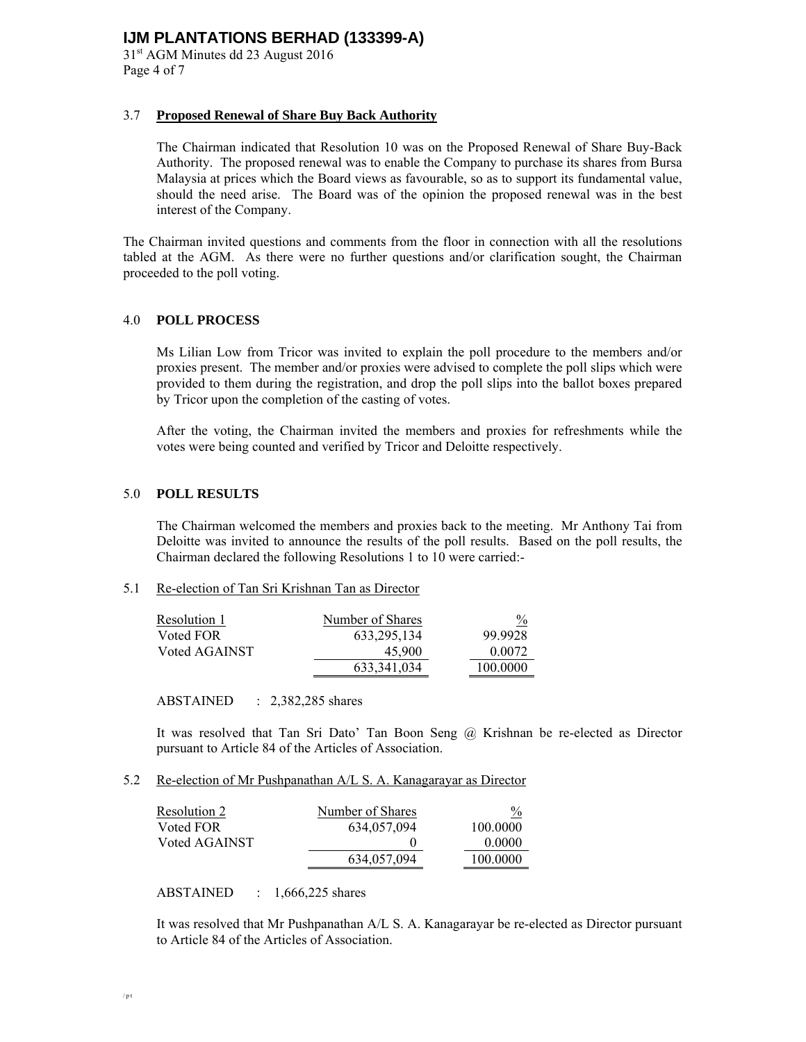### 3.7 **Proposed Renewal of Share Buy Back Authority**

The Chairman indicated that Resolution 10 was on the Proposed Renewal of Share Buy-Back Authority. The proposed renewal was to enable the Company to purchase its shares from Bursa Malaysia at prices which the Board views as favourable, so as to support its fundamental value, should the need arise. The Board was of the opinion the proposed renewal was in the best interest of the Company.

The Chairman invited questions and comments from the floor in connection with all the resolutions tabled at the AGM. As there were no further questions and/or clarification sought, the Chairman proceeded to the poll voting.

## 4.0 **POLL PROCESS**

Ms Lilian Low from Tricor was invited to explain the poll procedure to the members and/or proxies present. The member and/or proxies were advised to complete the poll slips which were provided to them during the registration, and drop the poll slips into the ballot boxes prepared by Tricor upon the completion of the casting of votes.

After the voting, the Chairman invited the members and proxies for refreshments while the votes were being counted and verified by Tricor and Deloitte respectively.

## 5.0 **POLL RESULTS**

The Chairman welcomed the members and proxies back to the meeting. Mr Anthony Tai from Deloitte was invited to announce the results of the poll results. Based on the poll results, the Chairman declared the following Resolutions 1 to 10 were carried:-

### 5.1 Re-election of Tan Sri Krishnan Tan as Director

| Resolution 1 | Number of Shares | % |
|---|---|---|
| Voted FOR | 633,295,134 | 99.9928 |
| Voted AGAINST | 45,900 | 0.0072 |
| | 633,341,034 | 100.0000 |

ABSTAINED : 2,382,285 shares

It was resolved that Tan Sri Dato' Tan Boon Seng @ Krishnan be re-elected as Director pursuant to Article 84 of the Articles of Association.

### 5.2 Re-election of Mr Pushpanathan A/L S. A. Kanagarayar as Director

| Resolution 2 | Number of Shares | % |
|---|---|---|
| Voted FOR | 634,057,094 | 100.0000 |
| Voted AGAINST | 0 | 0.0000 |
| | 634,057,094 | 100.0000 |

ABSTAINED : 1,666,225 shares

It was resolved that Mr Pushpanathan A/L S. A. Kanagarayar be re-elected as Director pursuant to Article 84 of the Articles of Association.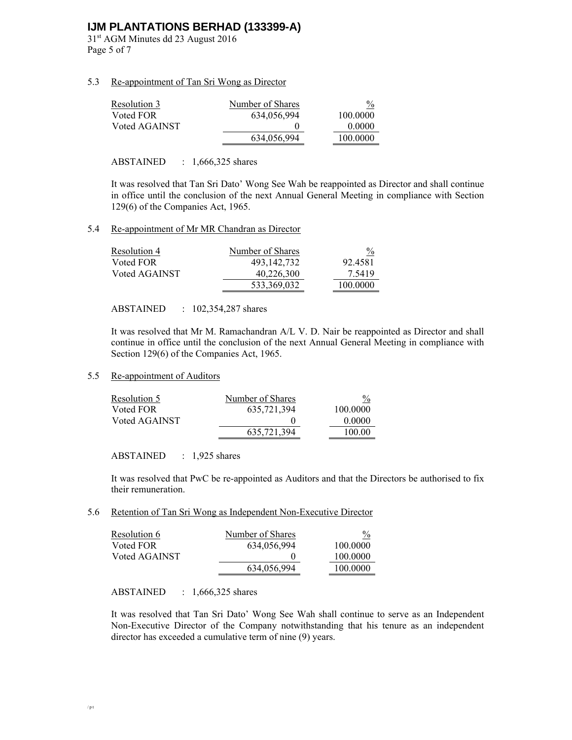5.3 Re-appointment of Tan Sri Wong as Director

| Resolution 3 | Number of Shares | % |
|---|---|---|
| Voted FOR | 634,056,994 | 100.0000 |
| Voted AGAINST | 0 | 0.0000 |
| | 634,056,994 | 100.0000 |

ABSTAINED : 1,666,325 shares

It was resolved that Tan Sri Dato' Wong See Wah be reappointed as Director and shall continue in office until the conclusion of the next Annual General Meeting in compliance with Section 129(6) of the Companies Act, 1965.

5.4 Re-appointment of Mr MR Chandran as Director

| Resolution 4 | Number of Shares | % |
|---|---|---|
| Voted FOR | 493,142,732 | 92.4581 |
| Voted AGAINST | 40,226,300 | 7.5419 |
| | 533,369,032 | 100.0000 |

ABSTAINED : 102,354,287 shares

It was resolved that Mr M. Ramachandran A/L V. D. Nair be reappointed as Director and shall continue in office until the conclusion of the next Annual General Meeting in compliance with Section 129(6) of the Companies Act, 1965.

5.5 Re-appointment of Auditors

| Resolution 5 | Number of Shares | % |
|---|---|---|
| Voted FOR | 635,721,394 | 100.0000 |
| Voted AGAINST | 0 | 0.0000 |
| | 635,721,394 | 100.00 |

ABSTAINED : 1,925 shares

It was resolved that PwC be re-appointed as Auditors and that the Directors be authorised to fix their remuneration.

5.6 Retention of Tan Sri Wong as Independent Non-Executive Director

| Resolution 6 | Number of Shares | % |
|---|---|---|
| Voted FOR | 634,056,994 | 100.0000 |
| Voted AGAINST | 0 | 100.0000 |
| | 634,056,994 | 100.0000 |

ABSTAINED : 1,666,325 shares

It was resolved that Tan Sri Dato' Wong See Wah shall continue to serve as an Independent Non-Executive Director of the Company notwithstanding that his tenure as an independent director has exceeded a cumulative term of nine (9) years.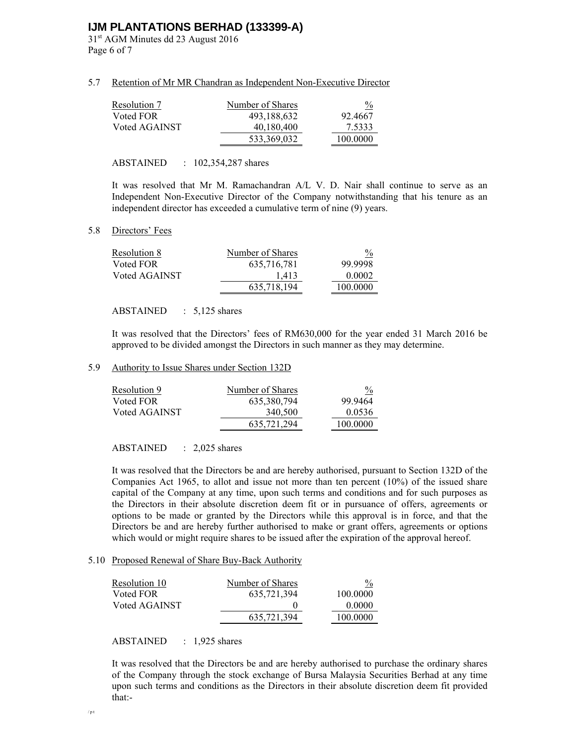### 5.7 Retention of Mr MR Chandran as Independent Non-Executive Director

| Resolution 7 | Number of Shares | % |
|---|---|---|
| Voted FOR | 493,188,632 | 92.4667 |
| Voted AGAINST | 40,180,400 | 7.5333 |
| | 533,369,032 | 100.0000 |

ABSTAINED : 102,354,287 shares

It was resolved that Mr M. Ramachandran A/L V. D. Nair shall continue to serve as an Independent Non-Executive Director of the Company notwithstanding that his tenure as an independent director has exceeded a cumulative term of nine (9) years.

### 5.8 Directors' Fees

| Resolution 8 | Number of Shares | % |
|---|---|---|
| Voted FOR | 635,716,781 | 99.9998 |
| Voted AGAINST | 1,413 | 0.0002 |
| | 635,718,194 | 100.0000 |

ABSTAINED : 5,125 shares

It was resolved that the Directors' fees of RM630,000 for the year ended 31 March 2016 be approved to be divided amongst the Directors in such manner as they may determine.

### 5.9 Authority to Issue Shares under Section 132D

| Resolution 9 | Number of Shares | % |
|---|---|---|
| Voted FOR | 635,380,794 | 99.9464 |
| Voted AGAINST | 340,500 | 0.0536 |
| | 635,721,294 | 100.0000 |

ABSTAINED : 2,025 shares

It was resolved that the Directors be and are hereby authorised, pursuant to Section 132D of the Companies Act 1965, to allot and issue not more than ten percent (10%) of the issued share capital of the Company at any time, upon such terms and conditions and for such purposes as the Directors in their absolute discretion deem fit or in pursuance of offers, agreements or options to be made or granted by the Directors while this approval is in force, and that the Directors be and are hereby further authorised to make or grant offers, agreements or options which would or might require shares to be issued after the expiration of the approval hereof.

### 5.10 Proposed Renewal of Share Buy-Back Authority

| Resolution 10 | Number of Shares | % |
|---|---|---|
| Voted FOR | 635,721,394 | 100.0000 |
| Voted AGAINST | 0 | 0.0000 |
| | 635,721,394 | 100.0000 |

ABSTAINED : 1,925 shares

It was resolved that the Directors be and are hereby authorised to purchase the ordinary shares of the Company through the stock exchange of Bursa Malaysia Securities Berhad at any time upon such terms and conditions as the Directors in their absolute discretion deem fit provided that:-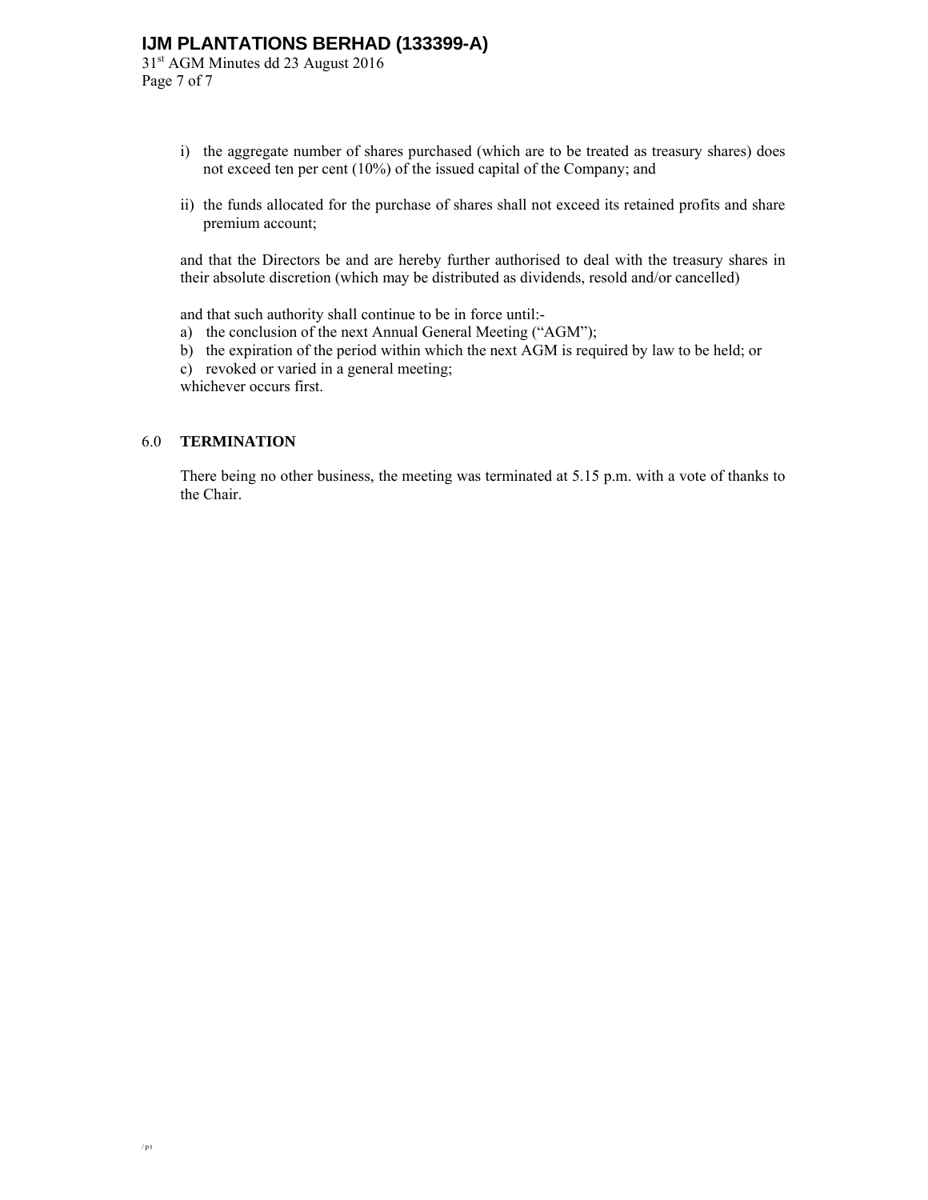i) the aggregate number of shares purchased (which are to be treated as treasury shares) does not exceed ten per cent (10%) of the issued capital of the Company; and

ii) the funds allocated for the purchase of shares shall not exceed its retained profits and share premium account;

and that the Directors be and are hereby further authorised to deal with the treasury shares in their absolute discretion (which may be distributed as dividends, resold and/or cancelled)

and that such authority shall continue to be in force until:-

a) the conclusion of the next Annual General Meeting ("AGM");
b) the expiration of the period within which the next AGM is required by law to be held; or
c) revoked or varied in a general meeting;

whichever occurs first.

## 6.0 TERMINATION

There being no other business, the meeting was terminated at 5.15 p.m. with a vote of thanks to the Chair.

/pt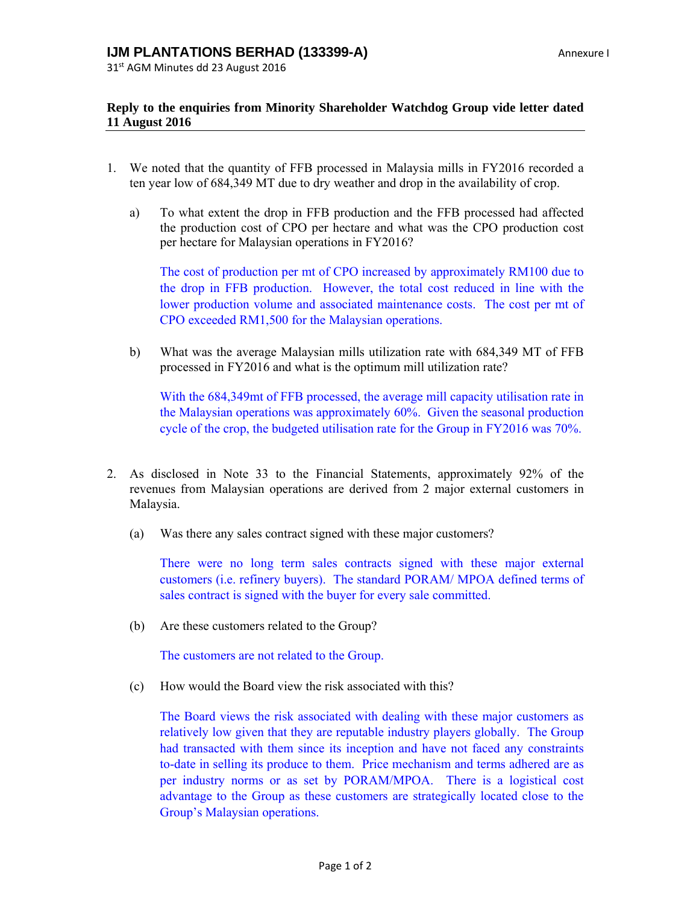**IJM PLANTATIONS BERHAD (133399-A)**

31st AGM Minutes dd 23 August 2016

Annexure I

**Reply to the enquiries from Minority Shareholder Watchdog Group vide letter dated 11 August 2016**

1. We noted that the quantity of FFB processed in Malaysia mills in FY2016 recorded a ten year low of 684,349 MT due to dry weather and drop in the availability of crop.

   a) To what extent the drop in FFB production and the FFB processed had affected the production cost of CPO per hectare and what was the CPO production cost per hectare for Malaysian operations in FY2016?

      The cost of production per mt of CPO increased by approximately RM100 due to the drop in FFB production. However, the total cost reduced in line with the lower production volume and associated maintenance costs. The cost per mt of CPO exceeded RM1,500 for the Malaysian operations.

   b) What was the average Malaysian mills utilization rate with 684,349 MT of FFB processed in FY2016 and what is the optimum mill utilization rate?

      With the 684,349mt of FFB processed, the average mill capacity utilisation rate in the Malaysian operations was approximately 60%. Given the seasonal production cycle of the crop, the budgeted utilisation rate for the Group in FY2016 was 70%.

2. As disclosed in Note 33 to the Financial Statements, approximately 92% of the revenues from Malaysian operations are derived from 2 major external customers in Malaysia.

   (a) Was there any sales contract signed with these major customers?

      There were no long term sales contracts signed with these major external customers (i.e. refinery buyers). The standard PORAM/ MPOA defined terms of sales contract is signed with the buyer for every sale committed.

   (b) Are these customers related to the Group?

      The customers are not related to the Group.

   (c) How would the Board view the risk associated with this?

      The Board views the risk associated with dealing with these major customers as relatively low given that they are reputable industry players globally. The Group had transacted with them since its inception and have not faced any constraints to-date in selling its produce to them. Price mechanism and terms adhered are as per industry norms or as set by PORAM/MPOA. There is a logistical cost advantage to the Group as these customers are strategically located close to the Group's Malaysian operations.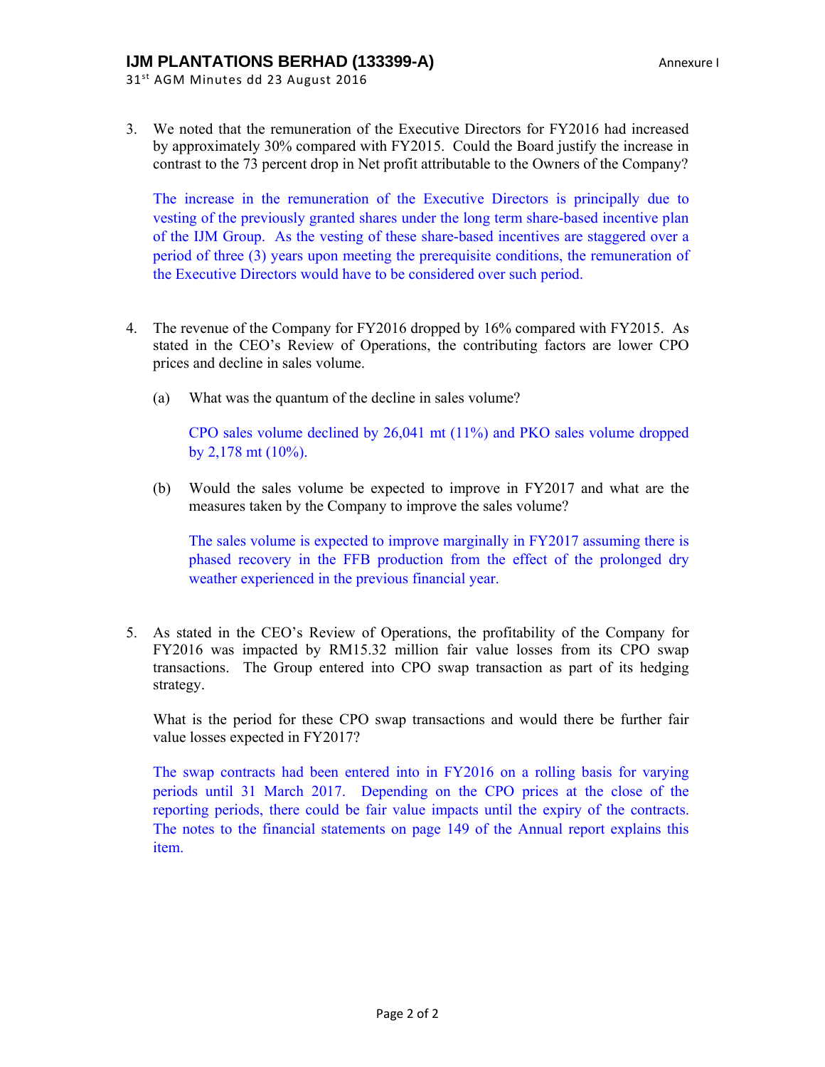3. We noted that the remuneration of the Executive Directors for FY2016 had increased by approximately 30% compared with FY2015. Could the Board justify the increase in contrast to the 73 percent drop in Net profit attributable to the Owners of the Company?

   The increase in the remuneration of the Executive Directors is principally due to vesting of the previously granted shares under the long term share-based incentive plan of the IJM Group. As the vesting of these share-based incentives are staggered over a period of three (3) years upon meeting the prerequisite conditions, the remuneration of the Executive Directors would have to be considered over such period.

4. The revenue of the Company for FY2016 dropped by 16% compared with FY2015. As stated in the CEO's Review of Operations, the contributing factors are lower CPO prices and decline in sales volume.

   (a) What was the quantum of the decline in sales volume?

   CPO sales volume declined by 26,041 mt (11%) and PKO sales volume dropped by 2,178 mt (10%).

   (b) Would the sales volume be expected to improve in FY2017 and what are the measures taken by the Company to improve the sales volume?

   The sales volume is expected to improve marginally in FY2017 assuming there is phased recovery in the FFB production from the effect of the prolonged dry weather experienced in the previous financial year.

5. As stated in the CEO's Review of Operations, the profitability of the Company for FY2016 was impacted by RM15.32 million fair value losses from its CPO swap transactions. The Group entered into CPO swap transaction as part of its hedging strategy.

   What is the period for these CPO swap transactions and would there be further fair value losses expected in FY2017?

   The swap contracts had been entered into in FY2016 on a rolling basis for varying periods until 31 March 2017. Depending on the CPO prices at the close of the reporting periods, there could be fair value impacts until the expiry of the contracts. The notes to the financial statements on page 149 of the Annual report explains this item.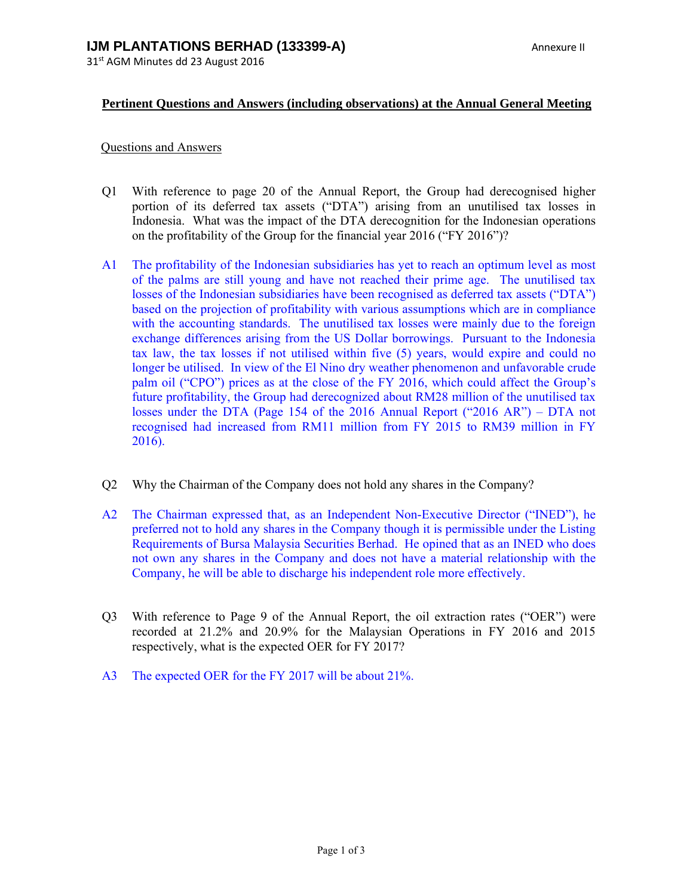**Pertinent Questions and Answers (including observations) at the Annual General Meeting**

Questions and Answers

Q1 With reference to page 20 of the Annual Report, the Group had derecognised higher portion of its deferred tax assets ("DTA") arising from an unutilised tax losses in Indonesia. What was the impact of the DTA derecognition for the Indonesian operations on the profitability of the Group for the financial year 2016 ("FY 2016")?

A1 The profitability of the Indonesian subsidiaries has yet to reach an optimum level as most of the palms are still young and have not reached their prime age. The unutilised tax losses of the Indonesian subsidiaries have been recognised as deferred tax assets ("DTA") based on the projection of profitability with various assumptions which are in compliance with the accounting standards. The unutilised tax losses were mainly due to the foreign exchange differences arising from the US Dollar borrowings. Pursuant to the Indonesia tax law, the tax losses if not utilised within five (5) years, would expire and could no longer be utilised. In view of the El Nino dry weather phenomenon and unfavorable crude palm oil ("CPO") prices as at the close of the FY 2016, which could affect the Group's future profitability, the Group had derecognized about RM28 million of the unutilised tax losses under the DTA (Page 154 of the 2016 Annual Report ("2016 AR") – DTA not recognised had increased from RM11 million from FY 2015 to RM39 million in FY 2016).

Q2 Why the Chairman of the Company does not hold any shares in the Company?

A2 The Chairman expressed that, as an Independent Non-Executive Director ("INED"), he preferred not to hold any shares in the Company though it is permissible under the Listing Requirements of Bursa Malaysia Securities Berhad. He opined that as an INED who does not own any shares in the Company and does not have a material relationship with the Company, he will be able to discharge his independent role more effectively.

Q3 With reference to Page 9 of the Annual Report, the oil extraction rates ("OER") were recorded at 21.2% and 20.9% for the Malaysian Operations in FY 2016 and 2015 respectively, what is the expected OER for FY 2017?

A3 The expected OER for the FY 2017 will be about 21%.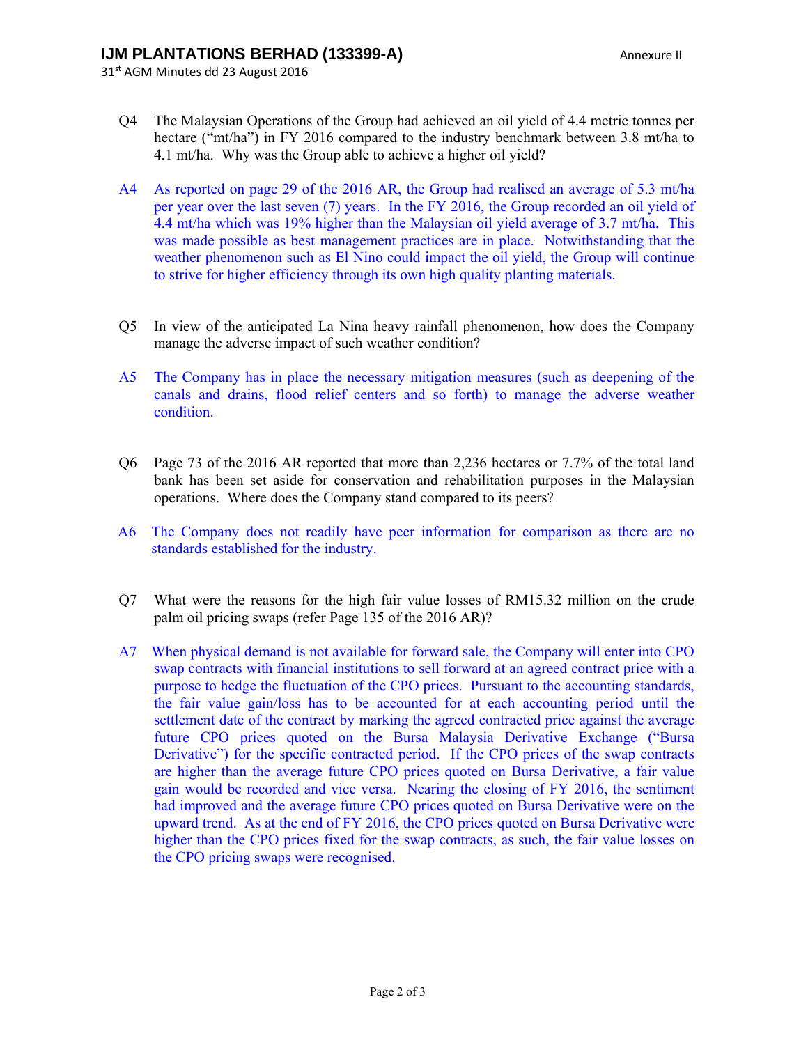Q4 The Malaysian Operations of the Group had achieved an oil yield of 4.4 metric tonnes per hectare ("mt/ha") in FY 2016 compared to the industry benchmark between 3.8 mt/ha to 4.1 mt/ha. Why was the Group able to achieve a higher oil yield?

A4 As reported on page 29 of the 2016 AR, the Group had realised an average of 5.3 mt/ha per year over the last seven (7) years. In the FY 2016, the Group recorded an oil yield of 4.4 mt/ha which was 19% higher than the Malaysian oil yield average of 3.7 mt/ha. This was made possible as best management practices are in place. Notwithstanding that the weather phenomenon such as El Nino could impact the oil yield, the Group will continue to strive for higher efficiency through its own high quality planting materials.

Q5 In view of the anticipated La Nina heavy rainfall phenomenon, how does the Company manage the adverse impact of such weather condition?

A5 The Company has in place the necessary mitigation measures (such as deepening of the canals and drains, flood relief centers and so forth) to manage the adverse weather condition.

Q6 Page 73 of the 2016 AR reported that more than 2,236 hectares or 7.7% of the total land bank has been set aside for conservation and rehabilitation purposes in the Malaysian operations. Where does the Company stand compared to its peers?

A6 The Company does not readily have peer information for comparison as there are no standards established for the industry.

Q7 What were the reasons for the high fair value losses of RM15.32 million on the crude palm oil pricing swaps (refer Page 135 of the 2016 AR)?

A7 When physical demand is not available for forward sale, the Company will enter into CPO swap contracts with financial institutions to sell forward at an agreed contract price with a purpose to hedge the fluctuation of the CPO prices. Pursuant to the accounting standards, the fair value gain/loss has to be accounted for at each accounting period until the settlement date of the contract by marking the agreed contracted price against the average future CPO prices quoted on the Bursa Malaysia Derivative Exchange ("Bursa Derivative") for the specific contracted period. If the CPO prices of the swap contracts are higher than the average future CPO prices quoted on Bursa Derivative, a fair value gain would be recorded and vice versa. Nearing the closing of FY 2016, the sentiment had improved and the average future CPO prices quoted on Bursa Derivative were on the upward trend. As at the end of FY 2016, the CPO prices quoted on Bursa Derivative were higher than the CPO prices fixed for the swap contracts, as such, the fair value losses on the CPO pricing swaps were recognised.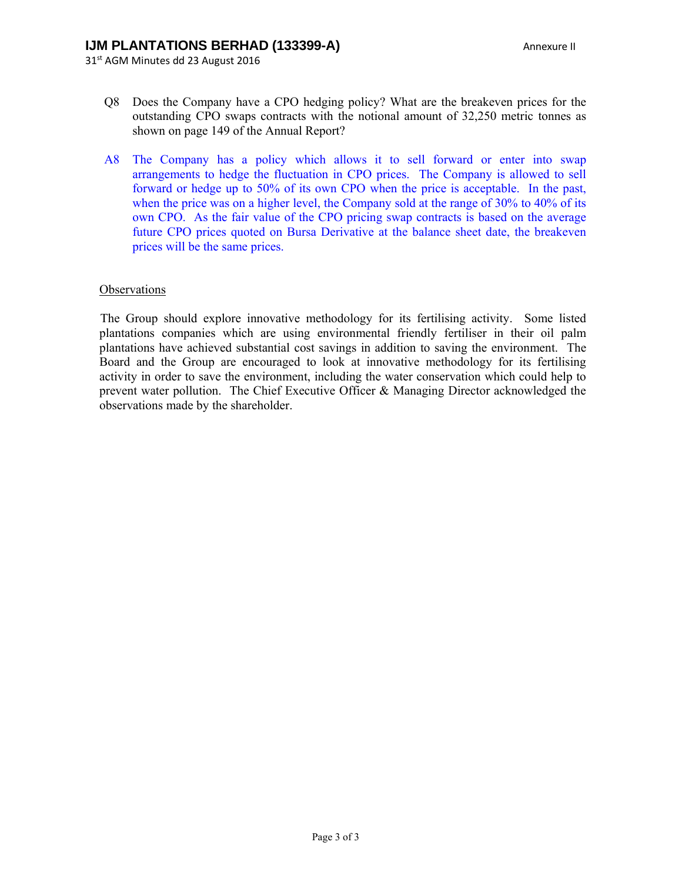Q8 Does the Company have a CPO hedging policy? What are the breakeven prices for the outstanding CPO swaps contracts with the notional amount of 32,250 metric tonnes as shown on page 149 of the Annual Report?

A8 The Company has a policy which allows it to sell forward or enter into swap arrangements to hedge the fluctuation in CPO prices. The Company is allowed to sell forward or hedge up to 50% of its own CPO when the price is acceptable. In the past, when the price was on a higher level, the Company sold at the range of 30% to 40% of its own CPO. As the fair value of the CPO pricing swap contracts is based on the average future CPO prices quoted on Bursa Derivative at the balance sheet date, the breakeven prices will be the same prices.

<u>Observations</u>

The Group should explore innovative methodology for its fertilising activity. Some listed plantations companies which are using environmental friendly fertiliser in their oil palm plantations have achieved substantial cost savings in addition to saving the environment. The Board and the Group are encouraged to look at innovative methodology for its fertilising activity in order to save the environment, including the water conservation which could help to prevent water pollution. The Chief Executive Officer & Managing Director acknowledged the observations made by the shareholder.